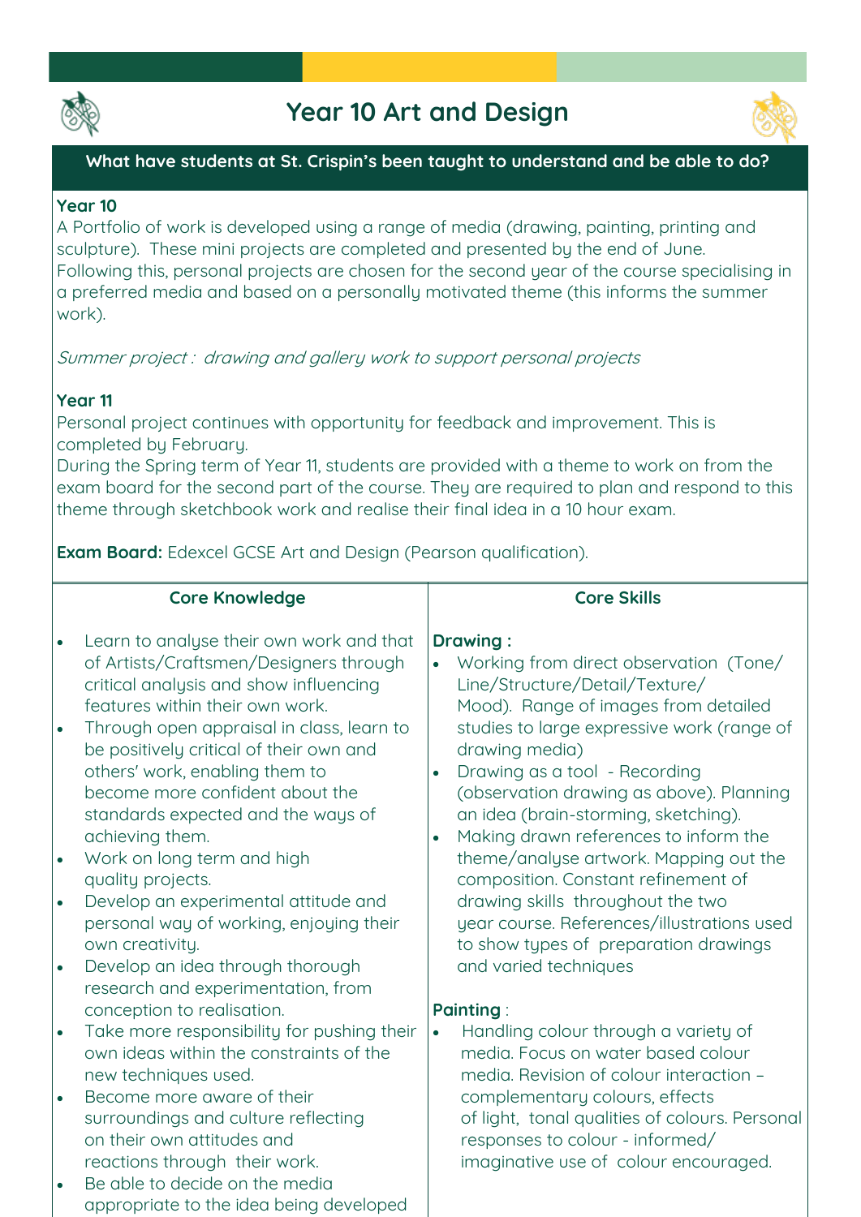# Year 10 Art and Design

## What have students at St. Crispin's been taught to understand and be able to do?

**Year 10**

A Portfolio of work is developed using a range of media (drawing, painting, printing and sculpture). These mini projects are completed and presented by the end of June. Following this, personal projects are chosen for the second year of the course specialising in a preferred media and based on a personally motivated theme (this informs the summer work).

*Summer project : drawing and gallery work to support personal projects*

**Year 11**

Personal project continues with opportunity for feedback and improvement. This is completed by February.

During the Spring term of Year 11, students are provided with a theme to work on from the exam board for the second part of the course. They are required to plan and respond to this theme through sketchbook work and realise their final idea in a 10 hour exam.

**Exam Board:** Edexcel GCSE Art and Design (Pearson qualification).

| Core Knowledge | Core Skills |
|---|---|
| • Learn to analyse their own work and that of Artists/Craftsmen/Designers through critical analysis and show influencing features within their own work.<br>• Through open appraisal in class, learn to be positively critical of their own and others' work, enabling them to become more confident about the standards expected and the ways of achieving them.<br>• Work on long term and high quality projects.<br>• Develop an experimental attitude and personal way of working, enjoying their own creativity.<br>• Develop an idea through thorough research and experimentation, from conception to realisation.<br>• Take more responsibility for pushing their own ideas within the constraints of the new techniques used.<br>• Become more aware of their surroundings and culture reflecting on their own attitudes and reactions through their work.<br>• Be able to decide on the media appropriate to the idea being developed | **Drawing :**<br>• Working from direct observation (Tone/ Line/Structure/Detail/Texture/ Mood). Range of images from detailed studies to large expressive work (range of drawing media)<br>• Drawing as a tool - Recording (observation drawing as above). Planning an idea (brain-storming, sketching).<br>• Making drawn references to inform the theme/analyse artwork. Mapping out the composition. Constant refinement of drawing skills throughout the two year course. References/illustrations used to show types of preparation drawings and varied techniques<br><br>**Painting** :<br>• Handling colour through a variety of media. Focus on water based colour media. Revision of colour interaction – complementary colours, effects of light, tonal qualities of colours. Personal responses to colour - informed/ imaginative use of colour encouraged. |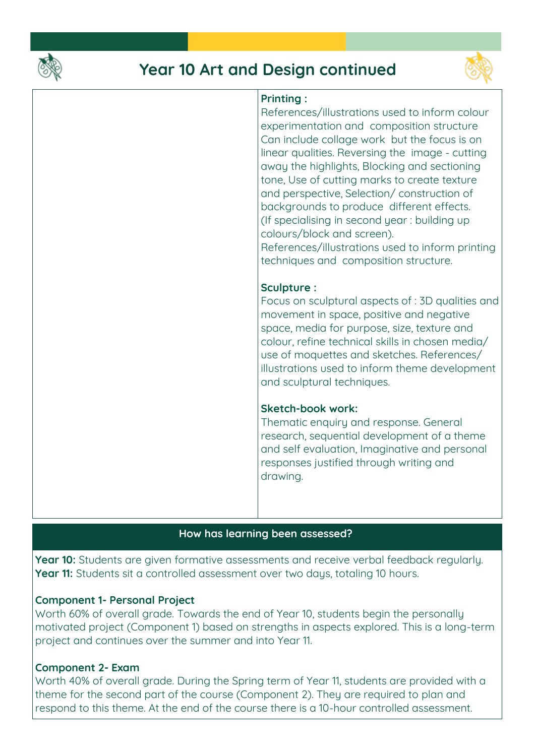# Year 10 Art and Design continued

**Printing :**
References/illustrations used to inform colour experimentation and composition structure Can include collage work but the focus is on linear qualities. Reversing the image - cutting away the highlights, Blocking and sectioning tone, Use of cutting marks to create texture and perspective, Selection/ construction of backgrounds to produce different effects. (If specialising in second year : building up colours/block and screen).
References/illustrations used to inform printing techniques and composition structure.

**Sculpture :**
Focus on sculptural aspects of : 3D qualities and movement in space, positive and negative space, media for purpose, size, texture and colour, refine technical skills in chosen media/ use of moquettes and sketches. References/ illustrations used to inform theme development and sculptural techniques.

**Sketch-book work:**
Thematic enquiry and response. General research, sequential development of a theme and self evaluation, Imaginative and personal responses justified through writing and drawing.

## How has learning been assessed?

**Year 10:** Students are given formative assessments and receive verbal feedback regularly.
**Year 11:** Students sit a controlled assessment over two days, totaling 10 hours.

**Component 1- Personal Project**
Worth 60% of overall grade. Towards the end of Year 10, students begin the personally motivated project (Component 1) based on strengths in aspects explored. This is a long-term project and continues over the summer and into Year 11.

**Component 2- Exam**
Worth 40% of overall grade. During the Spring term of Year 11, students are provided with a theme for the second part of the course (Component 2). They are required to plan and respond to this theme. At the end of the course there is a 10-hour controlled assessment.